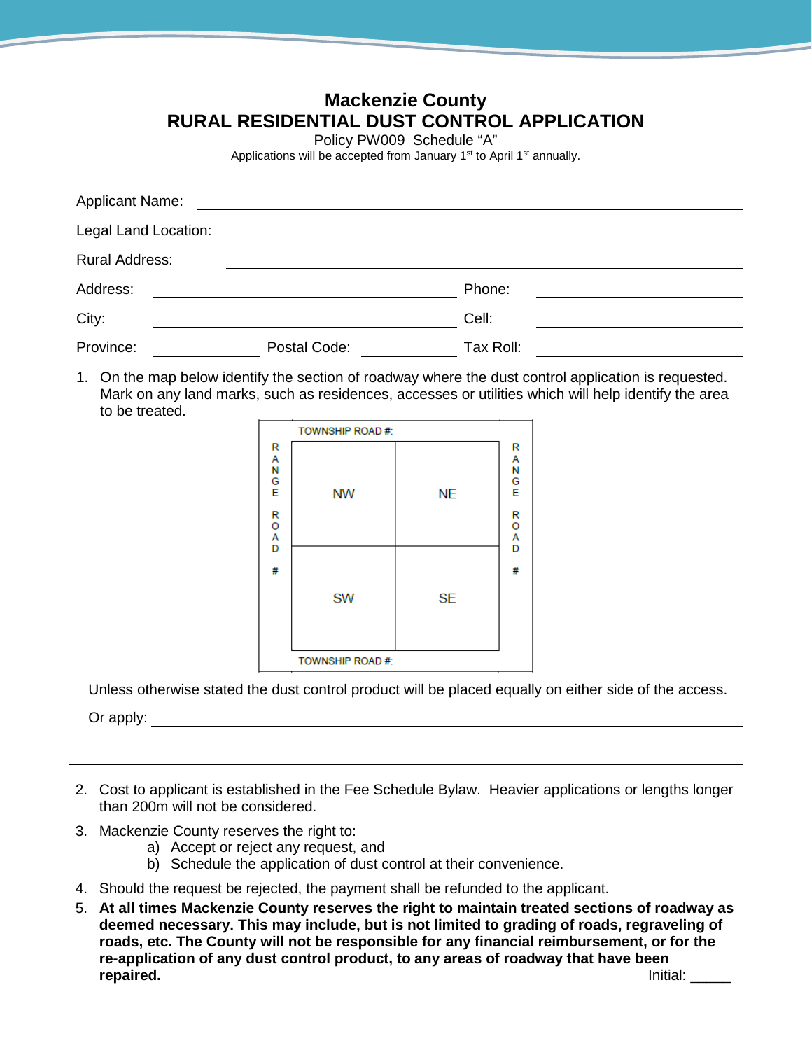# Mackenzie County
## RURAL RESIDENTIAL DUST CONTROL APPLICATION

Policy PW009 Schedule "A"

Applications will be accepted from January 1st to April 1st annually.

Applicant Name: ______________________________________________

Legal Land Location: __________________________________________

Rural Address: _______________________________________________

Address: ______________________________ Phone: __________________

City: _________________________________ Cell: ___________________

Province: ____________ Postal Code: ____________ Tax Roll: __________________

1. On the map below identify the section of roadway where the dust control application is requested. Mark on any land marks, such as residences, accesses or utilities which will help identify the area to be treated.

TOWNSHIP ROAD #:

| RANGE ROAD # | | | RANGE ROAD # |
|---|---|---|---|
| | NW | NE | |
| | SW | SE | |

TOWNSHIP ROAD #:

Unless otherwise stated the dust control product will be placed equally on either side of the access.

Or apply: ______________________________________________

______________________________________________

2. Cost to applicant is established in the Fee Schedule Bylaw. Heavier applications or lengths longer than 200m will not be considered.

3. Mackenzie County reserves the right to:
   a) Accept or reject any request, and
   b) Schedule the application of dust control at their convenience.

4. Should the request be rejected, the payment shall be refunded to the applicant.

5. **At all times Mackenzie County reserves the right to maintain treated sections of roadway as deemed necessary. This may include, but is not limited to grading of roads, regraveling of roads, etc. The County will not be responsible for any financial reimbursement, or for the re-application of any dust control product, to any areas of roadway that have been repaired.** Initial: _____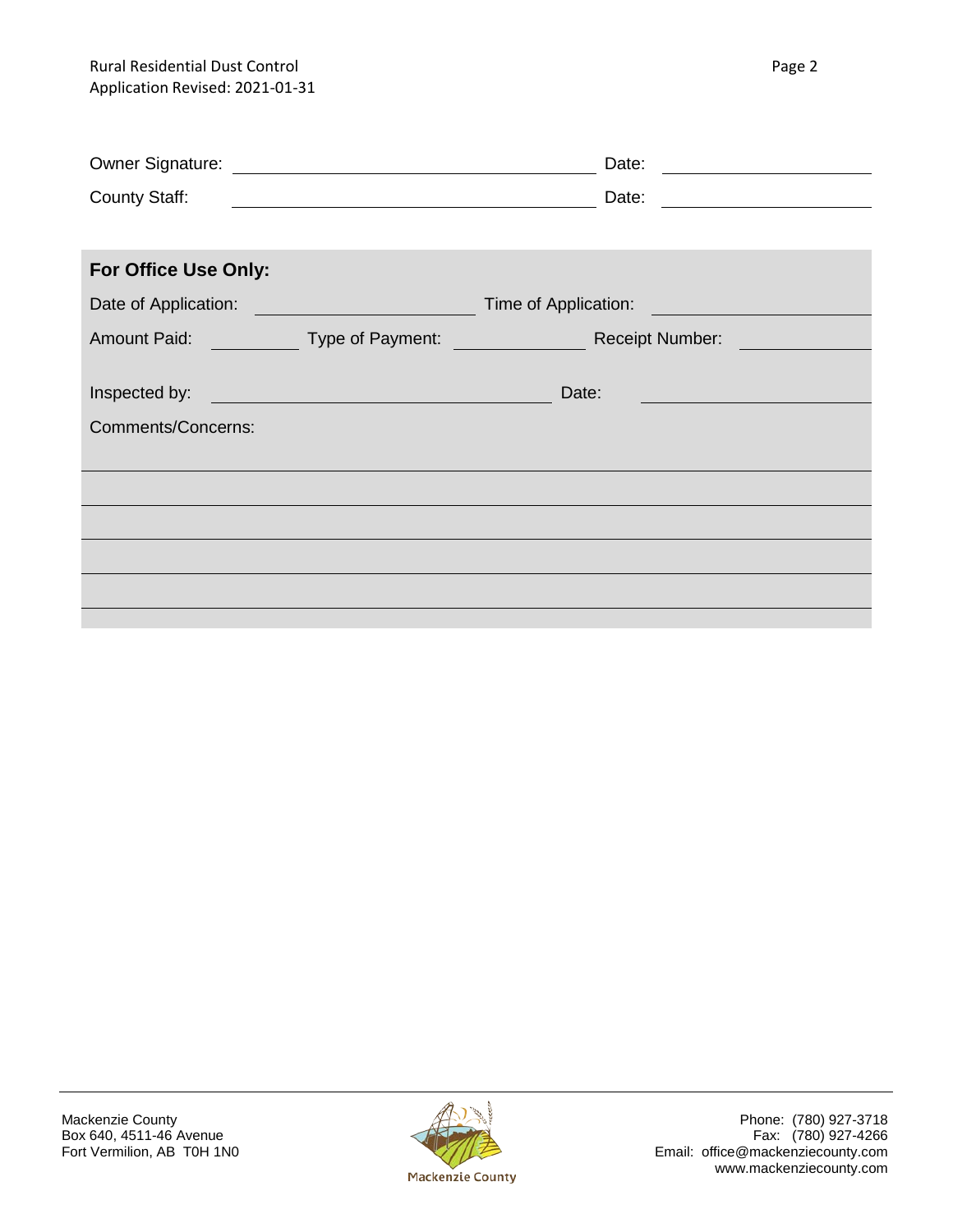Owner Signature: ______________________________ Date: ____________________

County Staff: ______________________________ Date: ____________________

**For Office Use Only:**

Date of Application: ____________________ Time of Application: ____________________

Amount Paid: __________ Type of Payment: ______________ Receipt Number: ____________

Inspected by: ______________________________ Date: ____________________

Comments/Concerns:

______________________________________________________________________

______________________________________________________________________

______________________________________________________________________

______________________________________________________________________

______________________________________________________________________

Mackenzie County
Box 640, 4511-46 Avenue
Fort Vermilion, AB T0H 1N0

Mackenzie County

Phone: (780) 927-3718
Fax: (780) 927-4266
Email: office@mackenziecounty.com
www.mackenziecounty.com